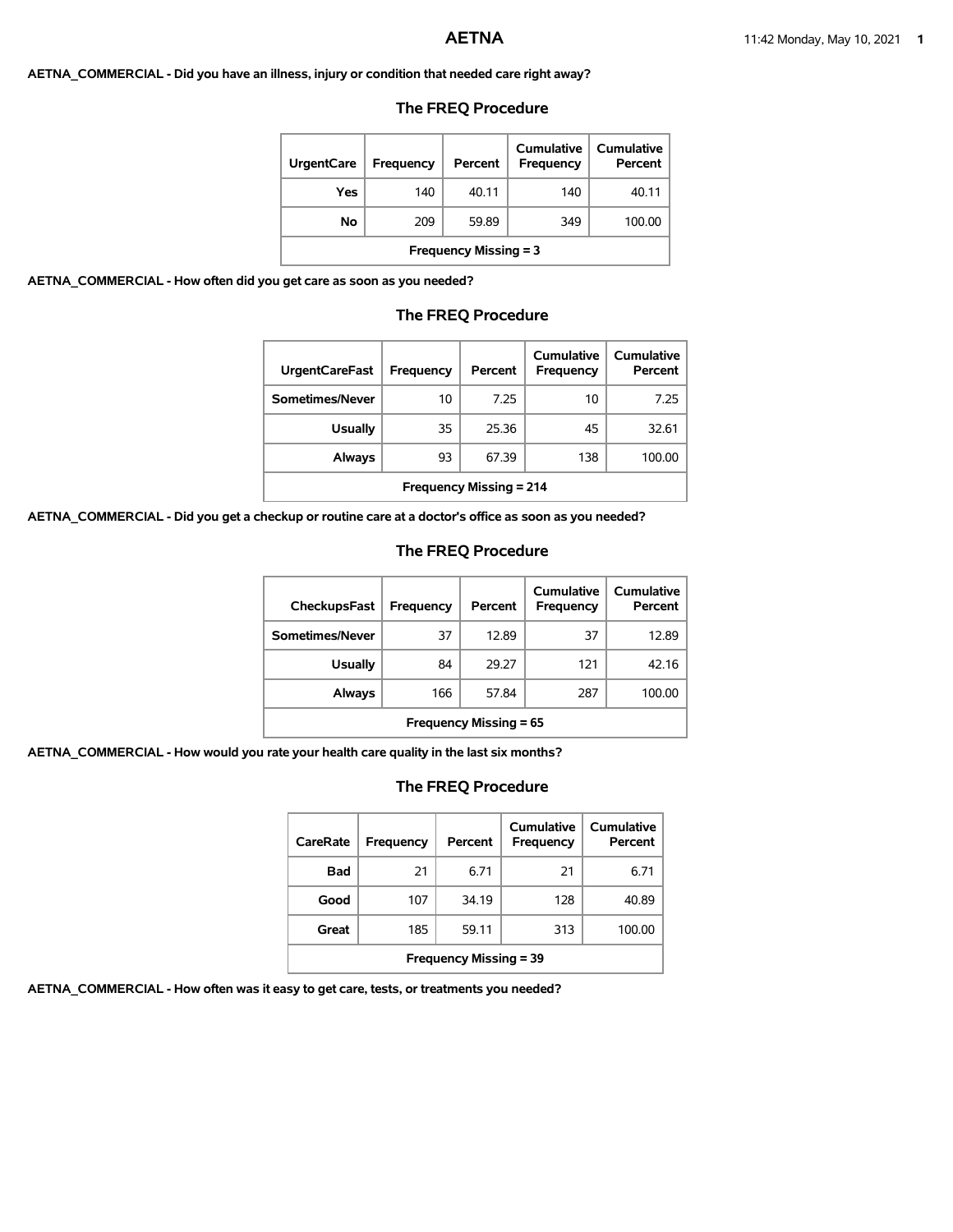# AETNA

**AETNA_COMMERCIAL - Did you have an illness, injury or condition that needed care right away?**

### The FREQ Procedure

| UrgentCare | Frequency | Percent | Cumulative Frequency | Cumulative Percent |
|---|---|---|---|---|
| Yes | 140 | 40.11 | 140 | 40.11 |
| No | 209 | 59.89 | 349 | 100.00 |
| Frequency Missing = 3 | | | | |

**AETNA_COMMERCIAL - How often did you get care as soon as you needed?**

### The FREQ Procedure

| UrgentCareFast | Frequency | Percent | Cumulative Frequency | Cumulative Percent |
|---|---|---|---|---|
| Sometimes/Never | 10 | 7.25 | 10 | 7.25 |
| Usually | 35 | 25.36 | 45 | 32.61 |
| Always | 93 | 67.39 | 138 | 100.00 |
| Frequency Missing = 214 | | | | |

**AETNA_COMMERCIAL - Did you get a checkup or routine care at a doctor's office as soon as you needed?**

### The FREQ Procedure

| CheckupsFast | Frequency | Percent | Cumulative Frequency | Cumulative Percent |
|---|---|---|---|---|
| Sometimes/Never | 37 | 12.89 | 37 | 12.89 |
| Usually | 84 | 29.27 | 121 | 42.16 |
| Always | 166 | 57.84 | 287 | 100.00 |
| Frequency Missing = 65 | | | | |

**AETNA_COMMERCIAL - How would you rate your health care quality in the last six months?**

### The FREQ Procedure

| CareRate | Frequency | Percent | Cumulative Frequency | Cumulative Percent |
|---|---|---|---|---|
| Bad | 21 | 6.71 | 21 | 6.71 |
| Good | 107 | 34.19 | 128 | 40.89 |
| Great | 185 | 59.11 | 313 | 100.00 |
| Frequency Missing = 39 | | | | |

**AETNA_COMMERCIAL - How often was it easy to get care, tests, or treatments you needed?**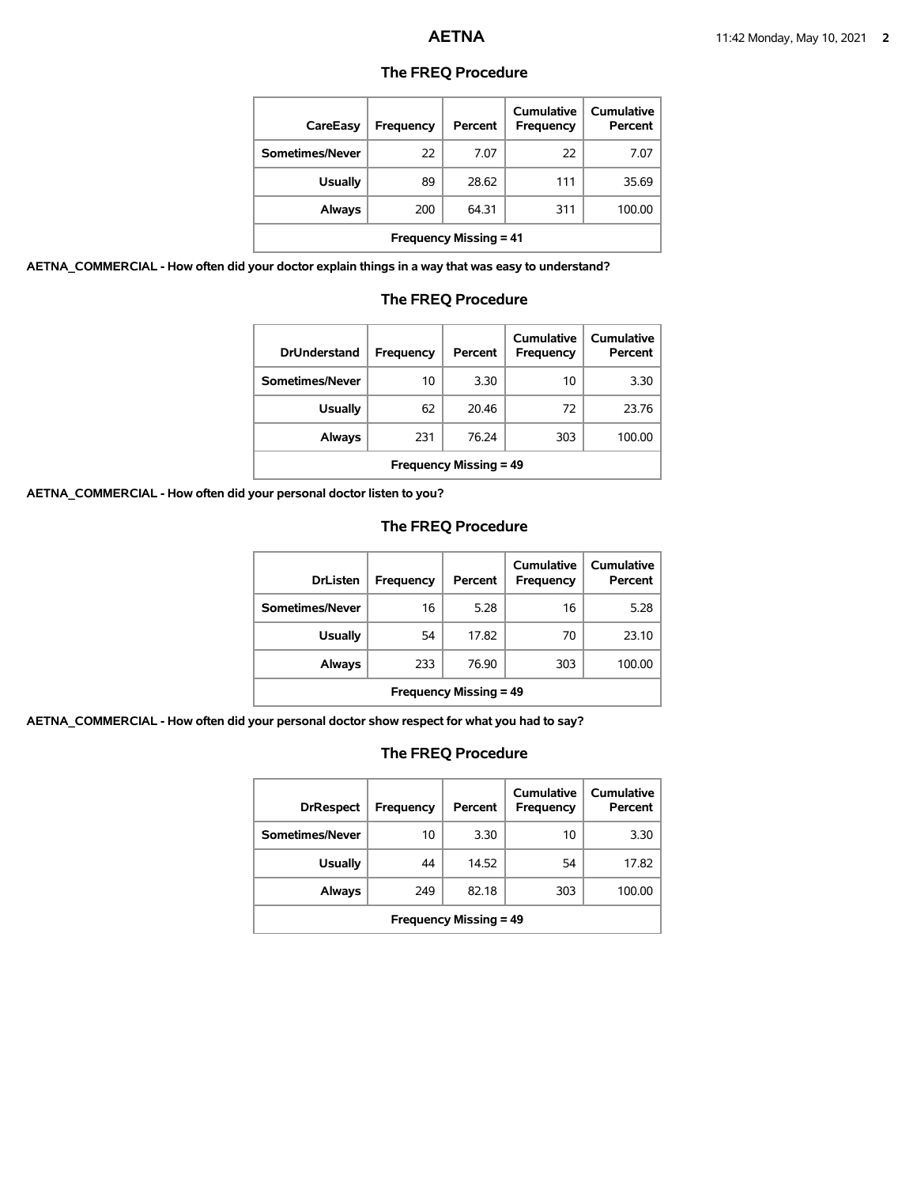## The FREQ Procedure

| CareEasy | Frequency | Percent | Cumulative Frequency | Cumulative Percent |
|---|---|---|---|---|
| Sometimes/Never | 22 | 7.07 | 22 | 7.07 |
| Usually | 89 | 28.62 | 111 | 35.69 |
| Always | 200 | 64.31 | 311 | 100.00 |
| Frequency Missing = 41 | | | | |

**AETNA_COMMERCIAL - How often did your doctor explain things in a way that was easy to understand?**

## The FREQ Procedure

| DrUnderstand | Frequency | Percent | Cumulative Frequency | Cumulative Percent |
|---|---|---|---|---|
| Sometimes/Never | 10 | 3.30 | 10 | 3.30 |
| Usually | 62 | 20.46 | 72 | 23.76 |
| Always | 231 | 76.24 | 303 | 100.00 |
| Frequency Missing = 49 | | | | |

**AETNA_COMMERCIAL - How often did your personal doctor listen to you?**

## The FREQ Procedure

| DrListen | Frequency | Percent | Cumulative Frequency | Cumulative Percent |
|---|---|---|---|---|
| Sometimes/Never | 16 | 5.28 | 16 | 5.28 |
| Usually | 54 | 17.82 | 70 | 23.10 |
| Always | 233 | 76.90 | 303 | 100.00 |
| Frequency Missing = 49 | | | | |

**AETNA_COMMERCIAL - How often did your personal doctor show respect for what you had to say?**

## The FREQ Procedure

| DrRespect | Frequency | Percent | Cumulative Frequency | Cumulative Percent |
|---|---|---|---|---|
| Sometimes/Never | 10 | 3.30 | 10 | 3.30 |
| Usually | 44 | 14.52 | 54 | 17.82 |
| Always | 249 | 82.18 | 303 | 100.00 |
| Frequency Missing = 49 | | | | |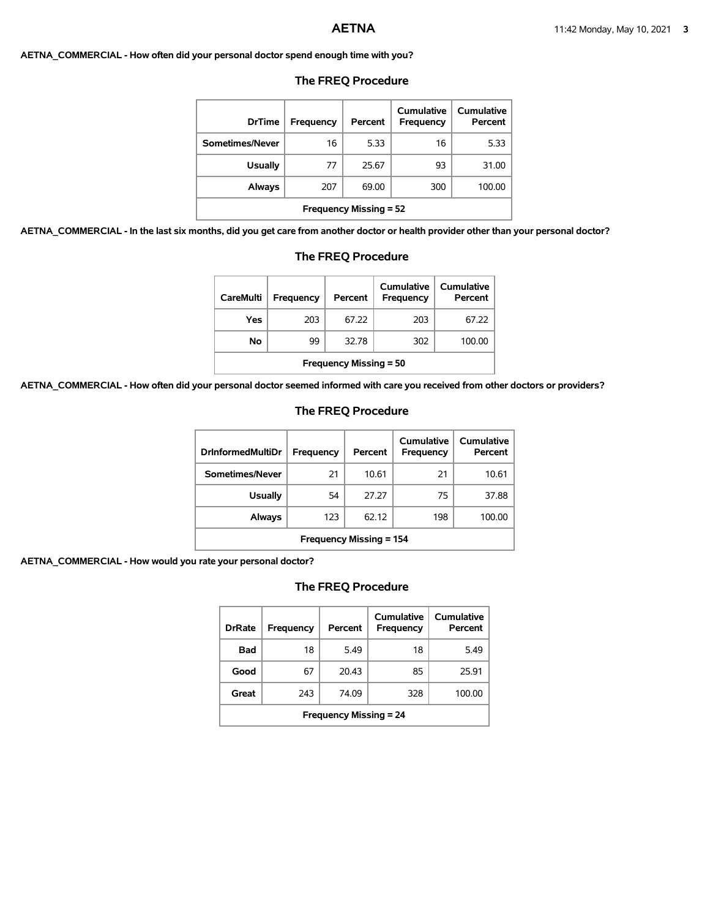**AETNA_COMMERCIAL - How often did your personal doctor spend enough time with you?**

## The FREQ Procedure

| DrTime | Frequency | Percent | Cumulative Frequency | Cumulative Percent |
|---|---|---|---|---|
| Sometimes/Never | 16 | 5.33 | 16 | 5.33 |
| Usually | 77 | 25.67 | 93 | 31.00 |
| Always | 207 | 69.00 | 300 | 100.00 |
| Frequency Missing = 52 | | | | |

**AETNA_COMMERCIAL - In the last six months, did you get care from another doctor or health provider other than your personal doctor?**

## The FREQ Procedure

| CareMulti | Frequency | Percent | Cumulative Frequency | Cumulative Percent |
|---|---|---|---|---|
| Yes | 203 | 67.22 | 203 | 67.22 |
| No | 99 | 32.78 | 302 | 100.00 |
| Frequency Missing = 50 | | | | |

**AETNA_COMMERCIAL - How often did your personal doctor seemed informed with care you received from other doctors or providers?**

## The FREQ Procedure

| DrInformedMultiDr | Frequency | Percent | Cumulative Frequency | Cumulative Percent |
|---|---|---|---|---|
| Sometimes/Never | 21 | 10.61 | 21 | 10.61 |
| Usually | 54 | 27.27 | 75 | 37.88 |
| Always | 123 | 62.12 | 198 | 100.00 |
| Frequency Missing = 154 | | | | |

**AETNA_COMMERCIAL - How would you rate your personal doctor?**

## The FREQ Procedure

| DrRate | Frequency | Percent | Cumulative Frequency | Cumulative Percent |
|---|---|---|---|---|
| Bad | 18 | 5.49 | 18 | 5.49 |
| Good | 67 | 20.43 | 85 | 25.91 |
| Great | 243 | 74.09 | 328 | 100.00 |
| Frequency Missing = 24 | | | | |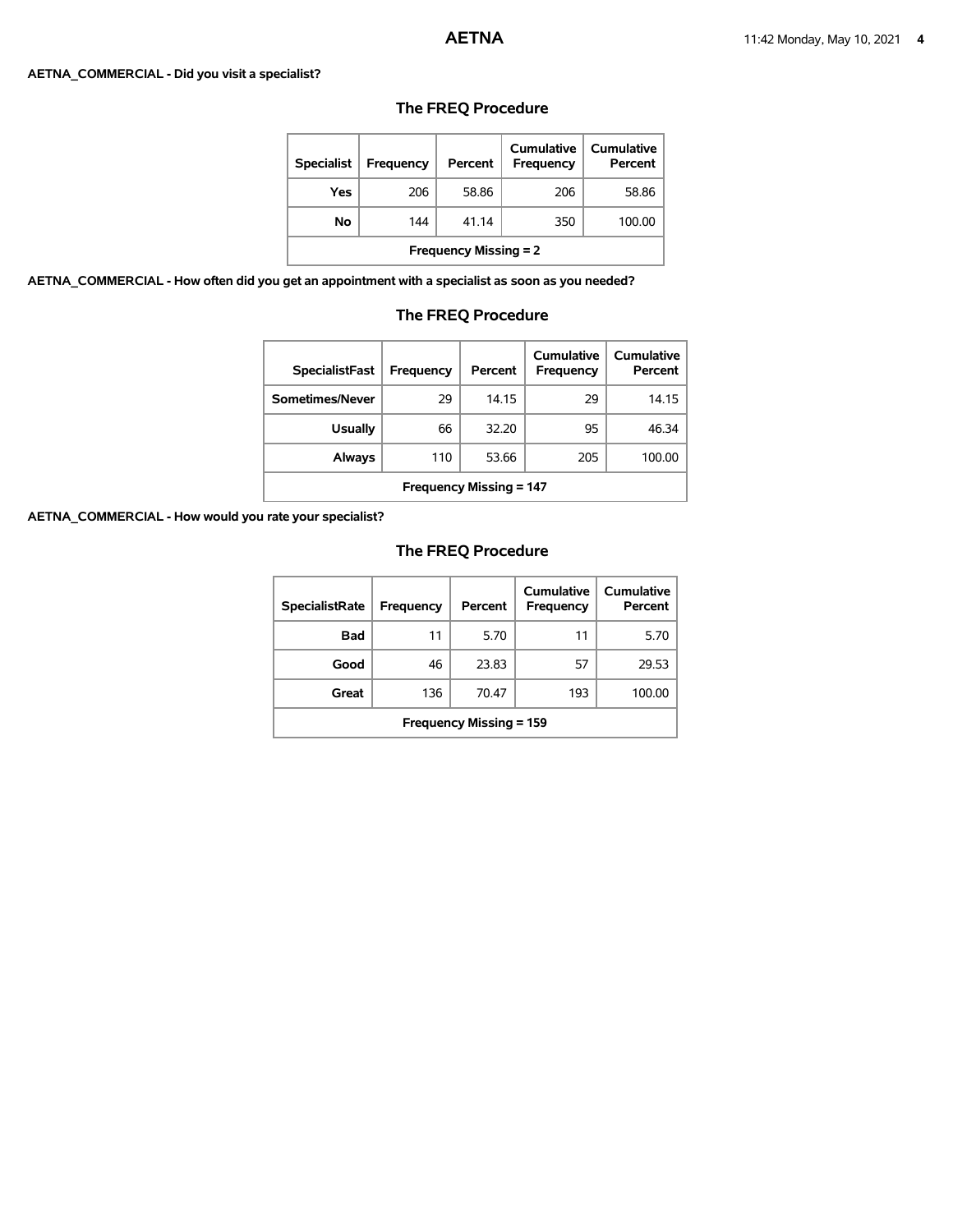**AETNA_COMMERCIAL - Did you visit a specialist?**

## The FREQ Procedure

| Specialist | Frequency | Percent | Cumulative Frequency | Cumulative Percent |
|---|---|---|---|---|
| Yes | 206 | 58.86 | 206 | 58.86 |
| No | 144 | 41.14 | 350 | 100.00 |
| Frequency Missing = 2 | | | | |

**AETNA_COMMERCIAL - How often did you get an appointment with a specialist as soon as you needed?**

## The FREQ Procedure

| SpecialistFast | Frequency | Percent | Cumulative Frequency | Cumulative Percent |
|---|---|---|---|---|
| Sometimes/Never | 29 | 14.15 | 29 | 14.15 |
| Usually | 66 | 32.20 | 95 | 46.34 |
| Always | 110 | 53.66 | 205 | 100.00 |
| Frequency Missing = 147 | | | | |

**AETNA_COMMERCIAL - How would you rate your specialist?**

## The FREQ Procedure

| SpecialistRate | Frequency | Percent | Cumulative Frequency | Cumulative Percent |
|---|---|---|---|---|
| Bad | 11 | 5.70 | 11 | 5.70 |
| Good | 46 | 23.83 | 57 | 29.53 |
| Great | 136 | 70.47 | 193 | 100.00 |
| Frequency Missing = 159 | | | | |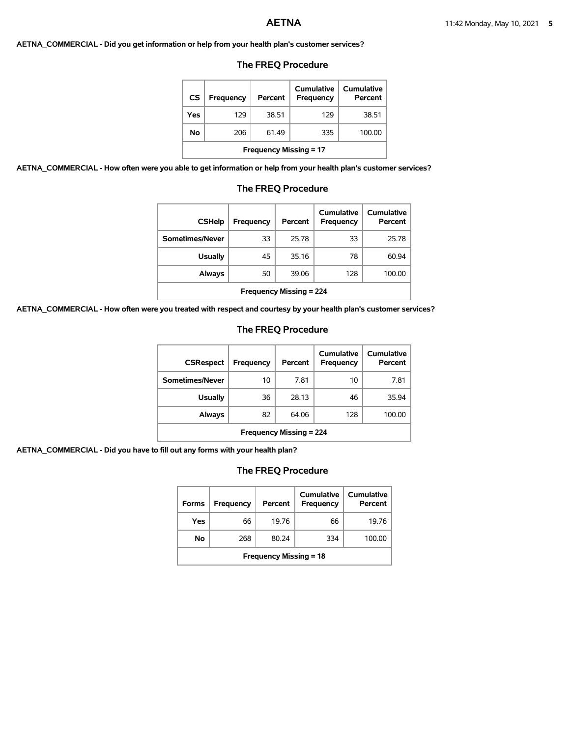**AETNA_COMMERCIAL - Did you get information or help from your health plan's customer services?**

### The FREQ Procedure

| CS | Frequency | Percent | Cumulative Frequency | Cumulative Percent |
|---|---|---|---|---|
| Yes | 129 | 38.51 | 129 | 38.51 |
| No | 206 | 61.49 | 335 | 100.00 |
| Frequency Missing = 17 | | | | |

**AETNA_COMMERCIAL - How often were you able to get information or help from your health plan's customer services?**

### The FREQ Procedure

| CSHelp | Frequency | Percent | Cumulative Frequency | Cumulative Percent |
|---|---|---|---|---|
| Sometimes/Never | 33 | 25.78 | 33 | 25.78 |
| Usually | 45 | 35.16 | 78 | 60.94 |
| Always | 50 | 39.06 | 128 | 100.00 |
| Frequency Missing = 224 | | | | |

**AETNA_COMMERCIAL - How often were you treated with respect and courtesy by your health plan's customer services?**

### The FREQ Procedure

| CSRespect | Frequency | Percent | Cumulative Frequency | Cumulative Percent |
|---|---|---|---|---|
| Sometimes/Never | 10 | 7.81 | 10 | 7.81 |
| Usually | 36 | 28.13 | 46 | 35.94 |
| Always | 82 | 64.06 | 128 | 100.00 |
| Frequency Missing = 224 | | | | |

**AETNA_COMMERCIAL - Did you have to fill out any forms with your health plan?**

### The FREQ Procedure

| Forms | Frequency | Percent | Cumulative Frequency | Cumulative Percent |
|---|---|---|---|---|
| Yes | 66 | 19.76 | 66 | 19.76 |
| No | 268 | 80.24 | 334 | 100.00 |
| Frequency Missing = 18 | | | | |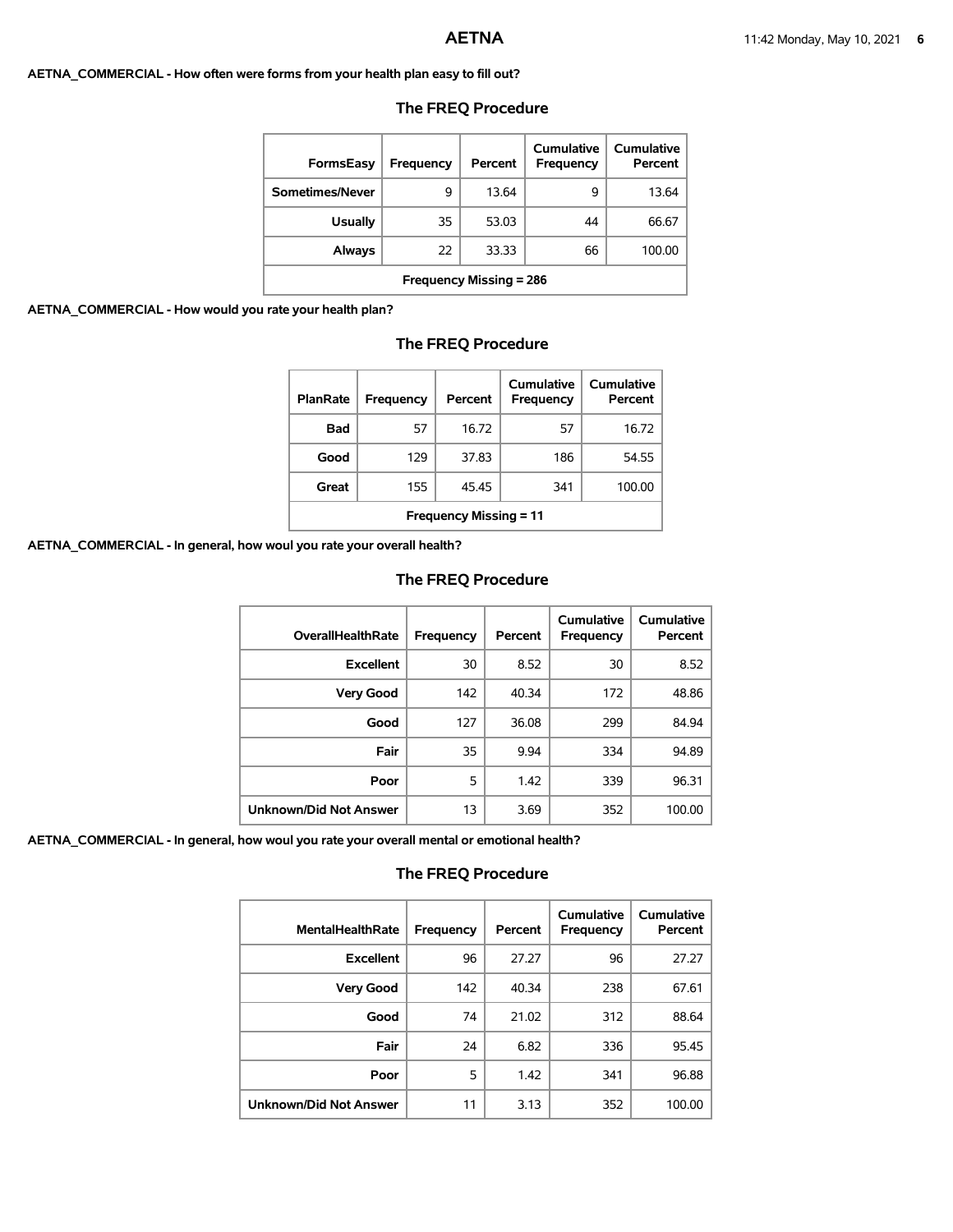**AETNA_COMMERCIAL - How often were forms from your health plan easy to fill out?**

### The FREQ Procedure

| FormsEasy | Frequency | Percent | Cumulative Frequency | Cumulative Percent |
|---|---|---|---|---|
| Sometimes/Never | 9 | 13.64 | 9 | 13.64 |
| Usually | 35 | 53.03 | 44 | 66.67 |
| Always | 22 | 33.33 | 66 | 100.00 |
| Frequency Missing = 286 | | | | |

**AETNA_COMMERCIAL - How would you rate your health plan?**

### The FREQ Procedure

| PlanRate | Frequency | Percent | Cumulative Frequency | Cumulative Percent |
|---|---|---|---|---|
| Bad | 57 | 16.72 | 57 | 16.72 |
| Good | 129 | 37.83 | 186 | 54.55 |
| Great | 155 | 45.45 | 341 | 100.00 |
| Frequency Missing = 11 | | | | |

**AETNA_COMMERCIAL - In general, how woul you rate your overall health?**

### The FREQ Procedure

| OverallHealthRate | Frequency | Percent | Cumulative Frequency | Cumulative Percent |
|---|---|---|---|---|
| Excellent | 30 | 8.52 | 30 | 8.52 |
| Very Good | 142 | 40.34 | 172 | 48.86 |
| Good | 127 | 36.08 | 299 | 84.94 |
| Fair | 35 | 9.94 | 334 | 94.89 |
| Poor | 5 | 1.42 | 339 | 96.31 |
| Unknown/Did Not Answer | 13 | 3.69 | 352 | 100.00 |

**AETNA_COMMERCIAL - In general, how woul you rate your overall mental or emotional health?**

### The FREQ Procedure

| MentalHealthRate | Frequency | Percent | Cumulative Frequency | Cumulative Percent |
|---|---|---|---|---|
| Excellent | 96 | 27.27 | 96 | 27.27 |
| Very Good | 142 | 40.34 | 238 | 67.61 |
| Good | 74 | 21.02 | 312 | 88.64 |
| Fair | 24 | 6.82 | 336 | 95.45 |
| Poor | 5 | 1.42 | 341 | 96.88 |
| Unknown/Did Not Answer | 11 | 3.13 | 352 | 100.00 |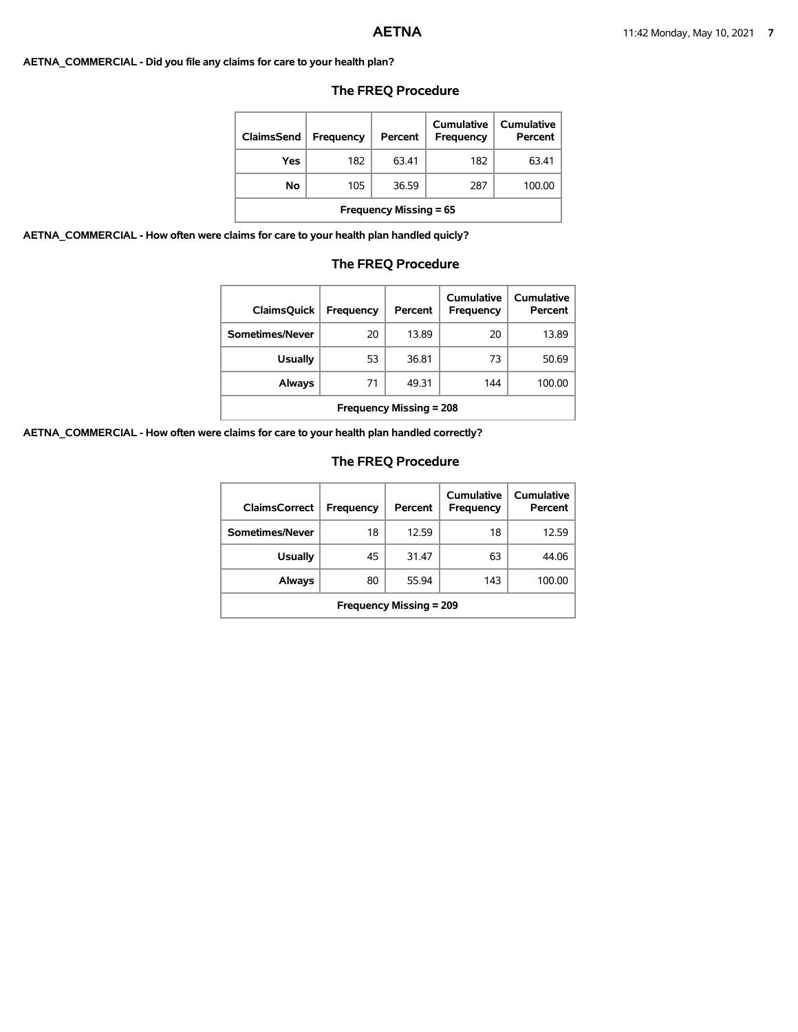**AETNA_COMMERCIAL - Did you file any claims for care to your health plan?**

## The FREQ Procedure

| ClaimsSend | Frequency | Percent | Cumulative Frequency | Cumulative Percent |
|---|---|---|---|---|
| Yes | 182 | 63.41 | 182 | 63.41 |
| No | 105 | 36.59 | 287 | 100.00 |
| Frequency Missing = 65 | | | | |

**AETNA_COMMERCIAL - How often were claims for care to your health plan handled quicly?**

## The FREQ Procedure

| ClaimsQuick | Frequency | Percent | Cumulative Frequency | Cumulative Percent |
|---|---|---|---|---|
| Sometimes/Never | 20 | 13.89 | 20 | 13.89 |
| Usually | 53 | 36.81 | 73 | 50.69 |
| Always | 71 | 49.31 | 144 | 100.00 |
| Frequency Missing = 208 | | | | |

**AETNA_COMMERCIAL - How often were claims for care to your health plan handled correctly?**

## The FREQ Procedure

| ClaimsCorrect | Frequency | Percent | Cumulative Frequency | Cumulative Percent |
|---|---|---|---|---|
| Sometimes/Never | 18 | 12.59 | 18 | 12.59 |
| Usually | 45 | 31.47 | 63 | 44.06 |
| Always | 80 | 55.94 | 143 | 100.00 |
| Frequency Missing = 209 | | | | |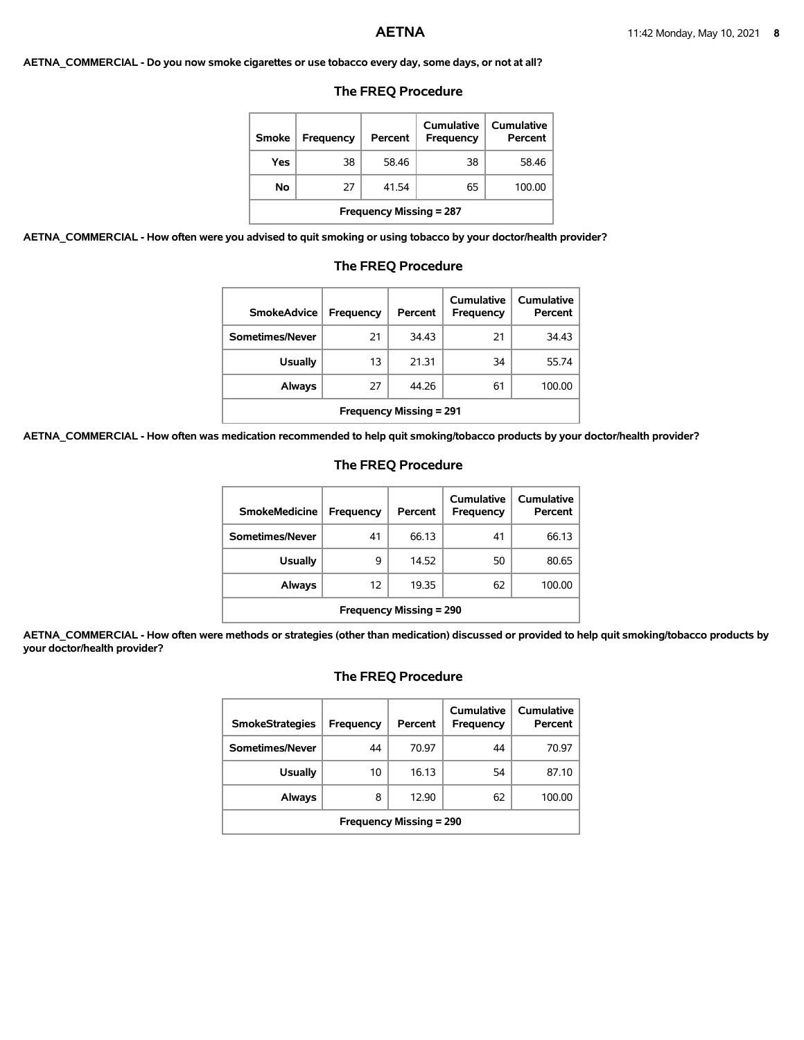**AETNA_COMMERCIAL - Do you now smoke cigarettes or use tobacco every day, some days, or not at all?**

### The FREQ Procedure

| Smoke | Frequency | Percent | Cumulative Frequency | Cumulative Percent |
|---|---|---|---|---|
| Yes | 38 | 58.46 | 38 | 58.46 |
| No | 27 | 41.54 | 65 | 100.00 |
| Frequency Missing = 287 | | | | |

**AETNA_COMMERCIAL - How often were you advised to quit smoking or using tobacco by your doctor/health provider?**

### The FREQ Procedure

| SmokeAdvice | Frequency | Percent | Cumulative Frequency | Cumulative Percent |
|---|---|---|---|---|
| Sometimes/Never | 21 | 34.43 | 21 | 34.43 |
| Usually | 13 | 21.31 | 34 | 55.74 |
| Always | 27 | 44.26 | 61 | 100.00 |
| Frequency Missing = 291 | | | | |

**AETNA_COMMERCIAL - How often was medication recommended to help quit smoking/tobacco products by your doctor/health provider?**

### The FREQ Procedure

| SmokeMedicine | Frequency | Percent | Cumulative Frequency | Cumulative Percent |
|---|---|---|---|---|
| Sometimes/Never | 41 | 66.13 | 41 | 66.13 |
| Usually | 9 | 14.52 | 50 | 80.65 |
| Always | 12 | 19.35 | 62 | 100.00 |
| Frequency Missing = 290 | | | | |

**AETNA_COMMERCIAL - How often were methods or strategies (other than medication) discussed or provided to help quit smoking/tobacco products by your doctor/health provider?**

### The FREQ Procedure

| SmokeStrategies | Frequency | Percent | Cumulative Frequency | Cumulative Percent |
|---|---|---|---|---|
| Sometimes/Never | 44 | 70.97 | 44 | 70.97 |
| Usually | 10 | 16.13 | 54 | 87.10 |
| Always | 8 | 12.90 | 62 | 100.00 |
| Frequency Missing = 290 | | | | |